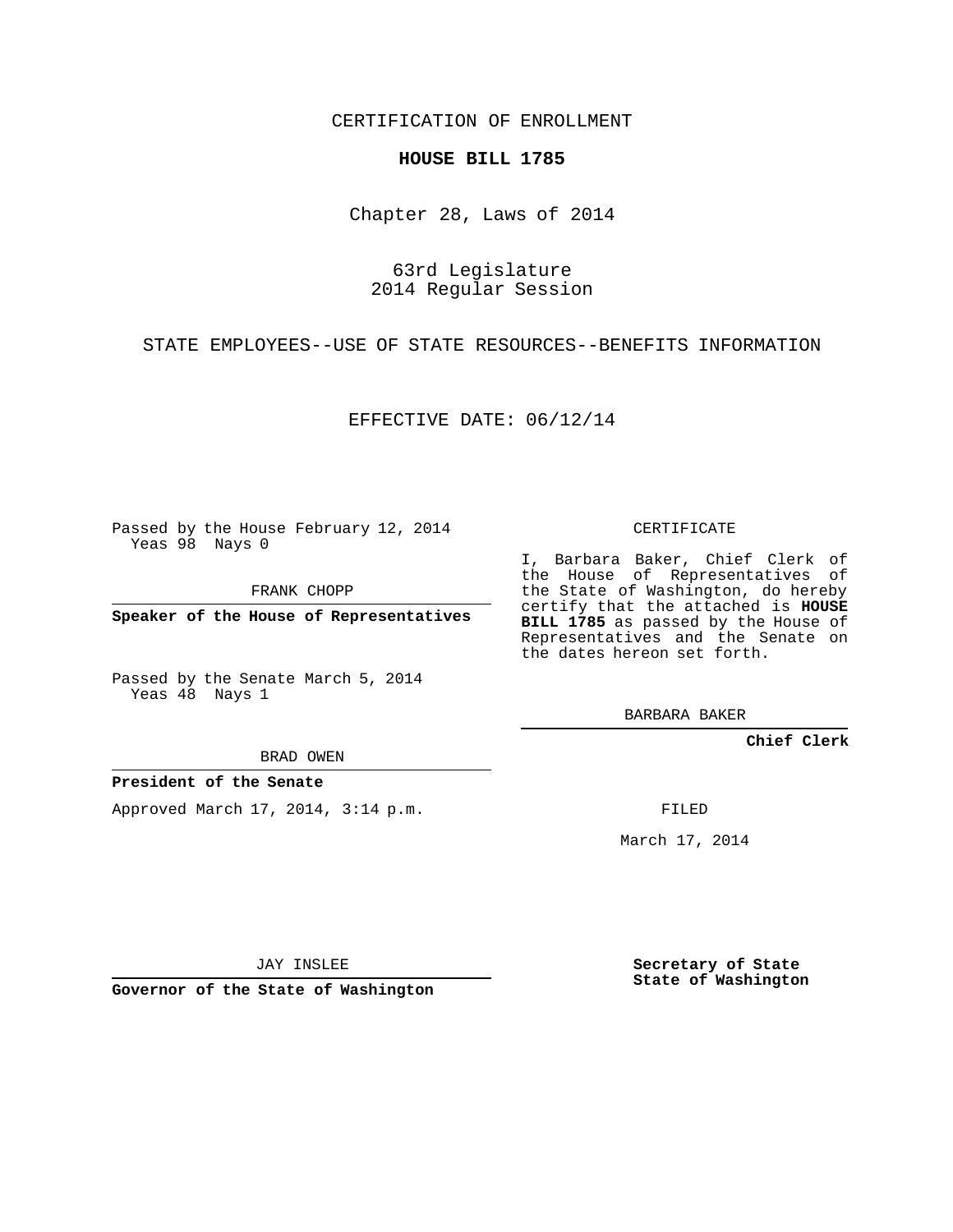CERTIFICATION OF ENROLLMENT

**HOUSE BILL 1785**

Chapter 28, Laws of 2014

63rd Legislature
2014 Regular Session

STATE EMPLOYEES--USE OF STATE RESOURCES--BENEFITS INFORMATION

EFFECTIVE DATE: 06/12/14

Passed by the House February 12, 2014
Yeas 98 Nays 0

FRANK CHOPP

**Speaker of the House of Representatives**

Passed by the Senate March 5, 2014
Yeas 48 Nays 1

BRAD OWEN

**President of the Senate**

Approved March 17, 2014, 3:14 p.m.

JAY INSLEE

**Governor of the State of Washington**

CERTIFICATE

I, Barbara Baker, Chief Clerk of the House of Representatives of the State of Washington, do hereby certify that the attached is **HOUSE BILL 1785** as passed by the House of Representatives and the Senate on the dates hereon set forth.

BARBARA BAKER

**Chief Clerk**

FILED

March 17, 2014

**Secretary of State**
**State of Washington**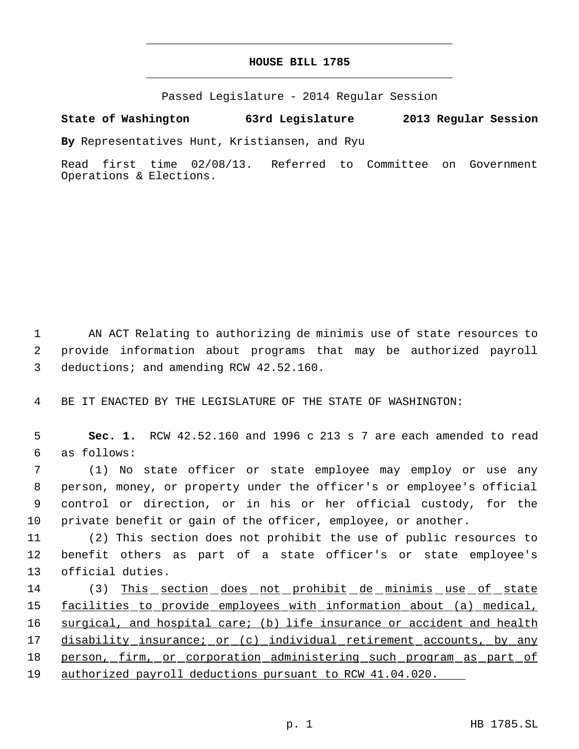# HOUSE BILL 1785

Passed Legislature - 2014 Regular Session

**State of Washington 63rd Legislature 2013 Regular Session**

**By** Representatives Hunt, Kristiansen, and Ryu

Read first time 02/08/13. Referred to Committee on Government Operations & Elections.

AN ACT Relating to authorizing de minimis use of state resources to provide information about programs that may be authorized payroll deductions; and amending RCW 42.52.160.

BE IT ENACTED BY THE LEGISLATURE OF THE STATE OF WASHINGTON:

**Sec. 1.** RCW 42.52.160 and 1996 c 213 s 7 are each amended to read as follows:

(1) No state officer or state employee may employ or use any person, money, or property under the officer's or employee's official control or direction, or in his or her official custody, for the private benefit or gain of the officer, employee, or another.

(2) This section does not prohibit the use of public resources to benefit others as part of a state officer's or state employee's official duties.

(3) <u>This section does not prohibit de minimis use of state facilities to provide employees with information about (a) medical, surgical, and hospital care; (b) life insurance or accident and health disability insurance; or (c) individual retirement accounts, by any person, firm, or corporation administering such program as part of authorized payroll deductions pursuant to RCW 41.04.020.</u>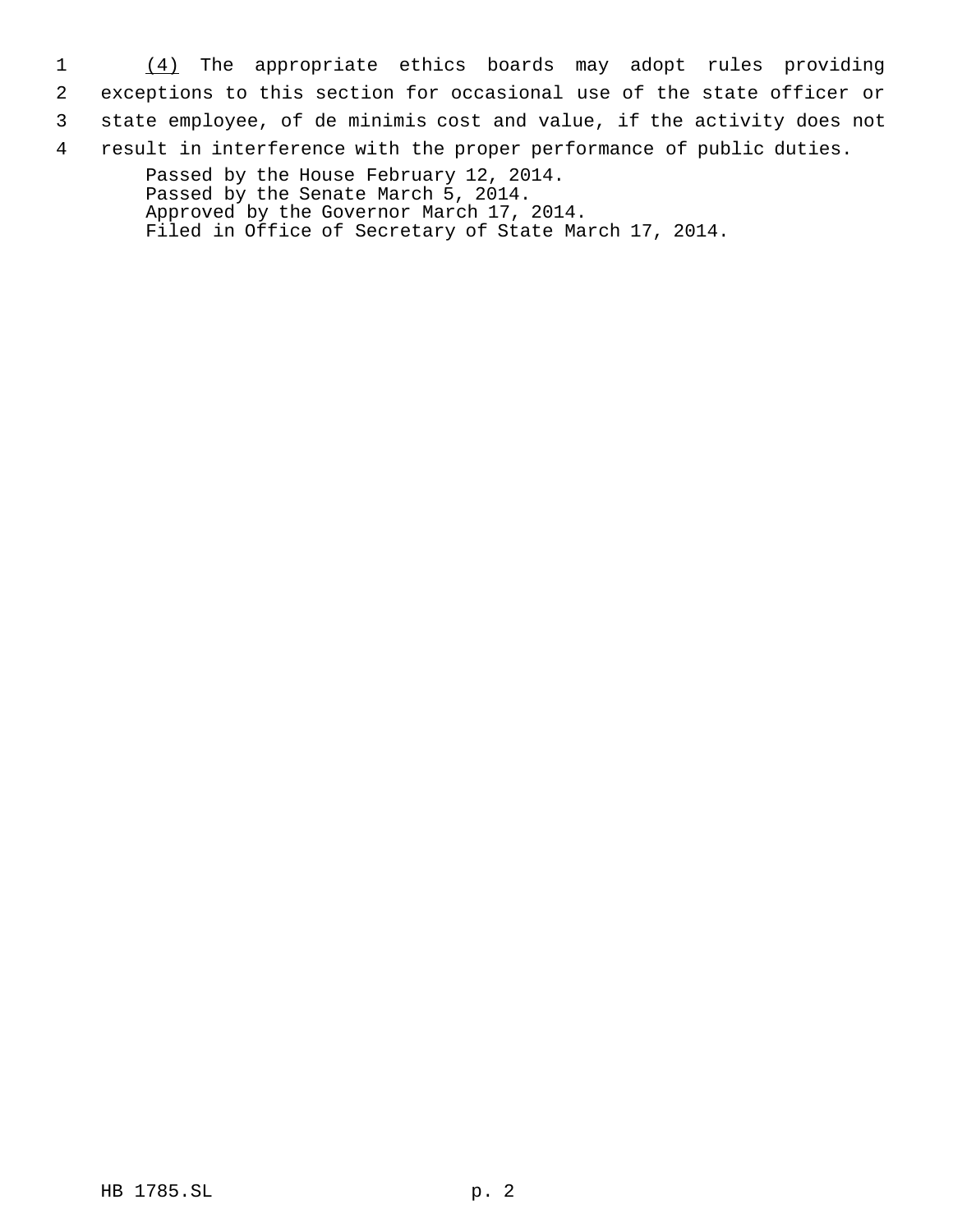(4) The appropriate ethics boards may adopt rules providing exceptions to this section for occasional use of the state officer or state employee, of de minimis cost and value, if the activity does not result in interference with the proper performance of public duties.

Passed by the House February 12, 2014.
Passed by the Senate March 5, 2014.
Approved by the Governor March 17, 2014.
Filed in Office of Secretary of State March 17, 2014.